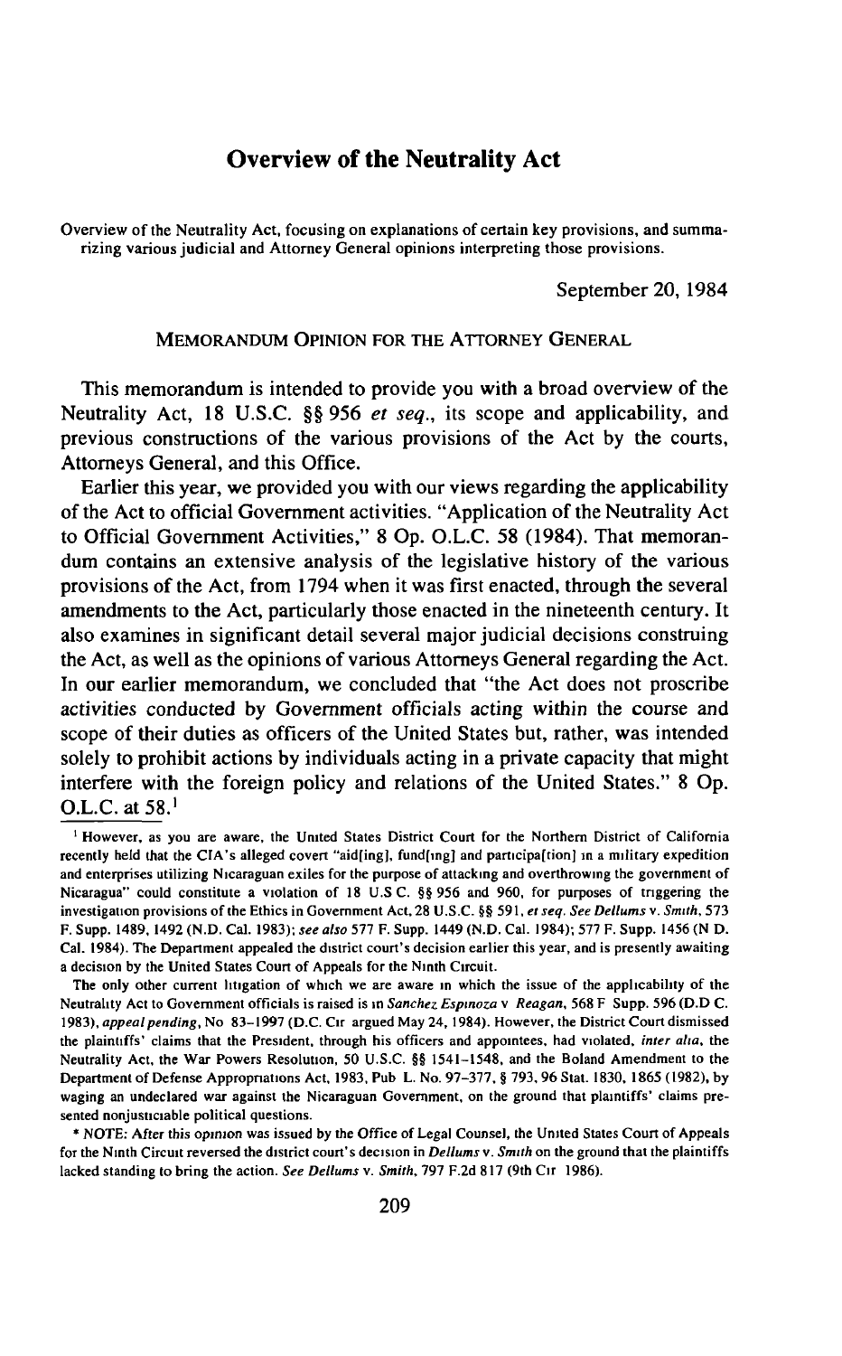# Overview of the Neutrality Act

Overview of the Neutrality Act, focusing on explanations of certain key provisions, and summarizing various judicial and Attorney General opinions interpreting those provisions.

September 20, 1984

MEMORANDUM OPINION FOR THE ATTORNEY GENERAL

This memorandum is intended to provide you with a broad overview of the Neutrality Act, 18 U.S.C. §§ 956 *et seq.*, its scope and applicability, and previous constructions of the various provisions of the Act by the courts, Attorneys General, and this Office.

Earlier this year, we provided you with our views regarding the applicability of the Act to official Government activities. "Application of the Neutrality Act to Official Government Activities," 8 Op. O.L.C. 58 (1984). That memorandum contains an extensive analysis of the legislative history of the various provisions of the Act, from 1794 when it was first enacted, through the several amendments to the Act, particularly those enacted in the nineteenth century. It also examines in significant detail several major judicial decisions construing the Act, as well as the opinions of various Attorneys General regarding the Act. In our earlier memorandum, we concluded that "the Act does not proscribe activities conducted by Government officials acting within the course and scope of their duties as officers of the United States but, rather, was intended solely to prohibit actions by individuals acting in a private capacity that might interfere with the foreign policy and relations of the United States." 8 Op. O.L.C. at 58.[1]

[1] However, as you are aware, the United States District Court for the Northern District of California recently held that the CIA's alleged covert "aid[ing], fund[ing] and participa[tion] in a military expedition and enterprises utilizing Nicaraguan exiles for the purpose of attacking and overthrowing the government of Nicaragua" could constitute a violation of 18 U.S.C. §§ 956 and 960, for purposes of triggering the investigation provisions of the Ethics in Government Act, 28 U.S.C. §§ 591, *et seq.* *See Dellums* v. *Smith*, 573 F. Supp. 1489, 1492 (N.D. Cal. 1983); *see also* 577 F. Supp. 1449 (N.D. Cal. 1984); 577 F. Supp. 1456 (N.D. Cal. 1984). The Department appealed the district court's decision earlier this year, and is presently awaiting a decision by the United States Court of Appeals for the Ninth Circuit.

The only other current litigation of which we are aware in which the issue of the applicability of the Neutrality Act to Government officials is raised is in *Sanchez Espinoza* v. *Reagan*, 568 F. Supp. 596 (D.D.C. 1983), *appeal pending*, No. 83-1997 (D.C. Cir. argued May 24, 1984). However, the District Court dismissed the plaintiffs' claims that the President, through his officers and appointees, had violated, *inter alia*, the Neutrality Act, the War Powers Resolution, 50 U.S.C. §§ 1541-1548, and the Boland Amendment to the Department of Defense Appropriations Act, 1983, Pub. L. No. 97-377, § 793, 96 Stat. 1830, 1865 (1982), by waging an undeclared war against the Nicaraguan Government, on the ground that plaintiffs' claims presented nonjusticiable political questions.

\* NOTE: After this opinion was issued by the Office of Legal Counsel, the United States Court of Appeals for the Ninth Circuit reversed the district court's decision in *Dellums* v. *Smith* on the ground that the plaintiffs lacked standing to bring the action. *See Dellums* v. *Smith*, 797 F.2d 817 (9th Cir. 1986).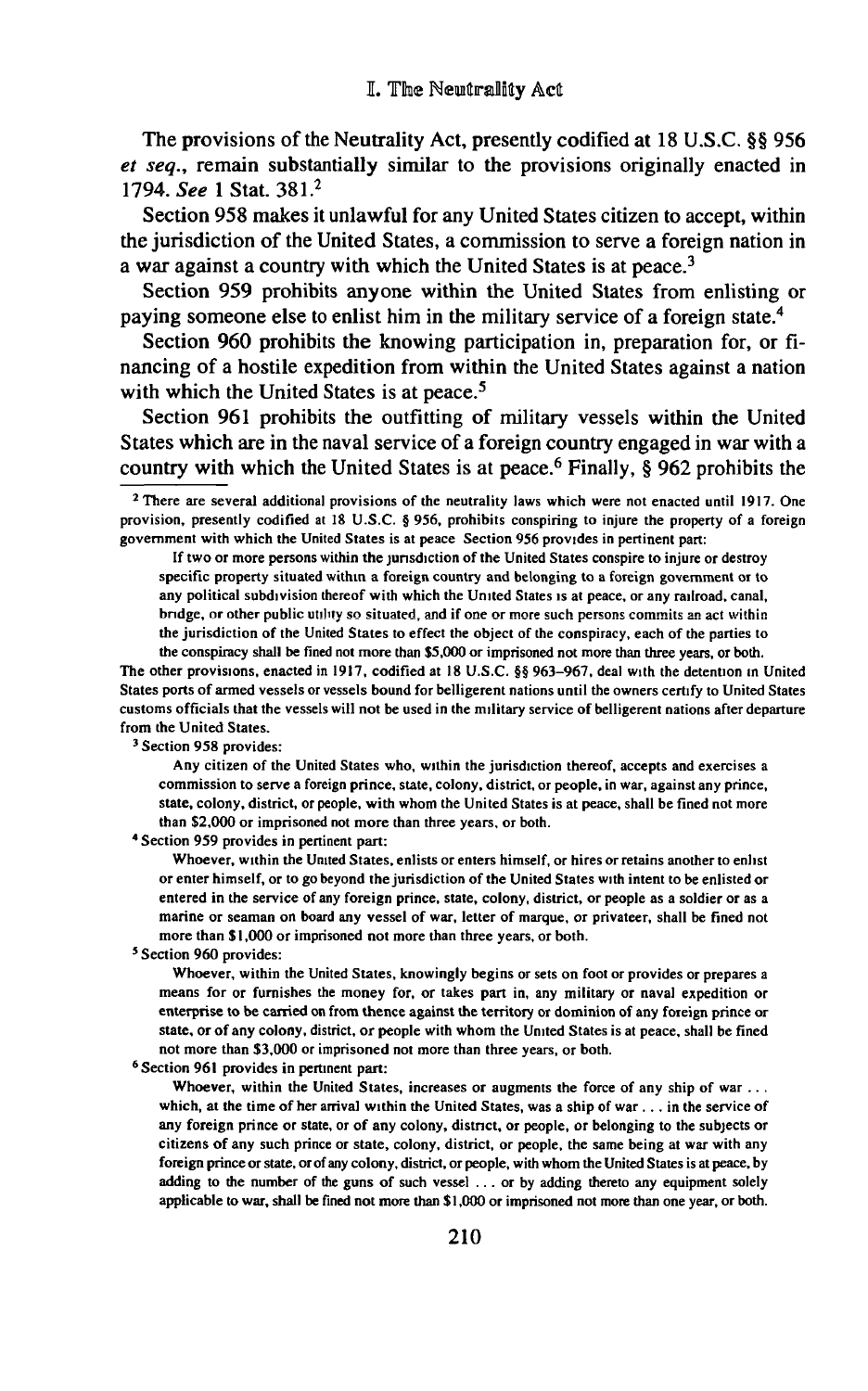## I. The Neutrality Act

The provisions of the Neutrality Act, presently codified at 18 U.S.C. §§ 956 *et seq.*, remain substantially similar to the provisions originally enacted in 1794. *See* 1 Stat. 381.[2]

Section 958 makes it unlawful for any United States citizen to accept, within the jurisdiction of the United States, a commission to serve a foreign nation in a war against a country with which the United States is at peace.[3]

Section 959 prohibits anyone within the United States from enlisting or paying someone else to enlist him in the military service of a foreign state.[4]

Section 960 prohibits the knowing participation in, preparation for, or financing of a hostile expedition from within the United States against a nation with which the United States is at peace.[5]

Section 961 prohibits the outfitting of military vessels within the United States which are in the naval service of a foreign country engaged in war with a country with which the United States is at peace.[6] Finally, § 962 prohibits the

---

[2] There are several additional provisions of the neutrality laws which were not enacted until 1917. One provision, presently codified at 18 U.S.C. § 956, prohibits conspiring to injure the property of a foreign government with which the United States is at peace Section 956 provides in pertinent part:

> If two or more persons within the jurisdiction of the United States conspire to injure or destroy specific property situated within a foreign country and belonging to a foreign government or to any political subdivision thereof with which the United States is at peace, or any railroad, canal, bridge, or other public utility so situated, and if one or more such persons commits an act within the jurisdiction of the United States to effect the object of the conspiracy, each of the parties to the conspiracy shall be fined not more than $5,000 or imprisoned not more than three years, or both.

The other provisions, enacted in 1917, codified at 18 U.S.C. §§ 963–967, deal with the detention in United States ports of armed vessels or vessels bound for belligerent nations until the owners certify to United States customs officials that the vessels will not be used in the military service of belligerent nations after departure from the United States.

[3] Section 958 provides:

> Any citizen of the United States who, within the jurisdiction thereof, accepts and exercises a commission to serve a foreign prince, state, colony, district, or people, in war, against any prince, state, colony, district, or people, with whom the United States is at peace, shall be fined not more than $2,000 or imprisoned not more than three years, or both.

[4] Section 959 provides in pertinent part:

> Whoever, within the United States, enlists or enters himself, or hires or retains another to enlist or enter himself, or to go beyond the jurisdiction of the United States with intent to be enlisted or entered in the service of any foreign prince, state, colony, district, or people as a soldier or as a marine or seaman on board any vessel of war, letter of marque, or privateer, shall be fined not more than $1,000 or imprisoned not more than three years, or both.

[5] Section 960 provides:

> Whoever, within the United States, knowingly begins or sets on foot or provides or prepares a means for or furnishes the money for, or takes part in, any military or naval expedition or enterprise to be carried on from thence against the territory or dominion of any foreign prince or state, or of any colony, district, or people with whom the United States is at peace, shall be fined not more than $3,000 or imprisoned not more than three years, or both.

[6] Section 961 provides in pertinent part:

> Whoever, within the United States, increases or augments the force of any ship of war . . . which, at the time of her arrival within the United States, was a ship of war . . . in the service of any foreign prince or state, or of any colony, district, or people, or belonging to the subjects or citizens of any such prince or state, colony, district, or people, the same being at war with any foreign prince or state, or of any colony, district, or people, with whom the United States is at peace, by adding to the number of the guns of such vessel . . . or by adding thereto any equipment solely applicable to war, shall be fined not more than $1,000 or imprisoned not more than one year, or both.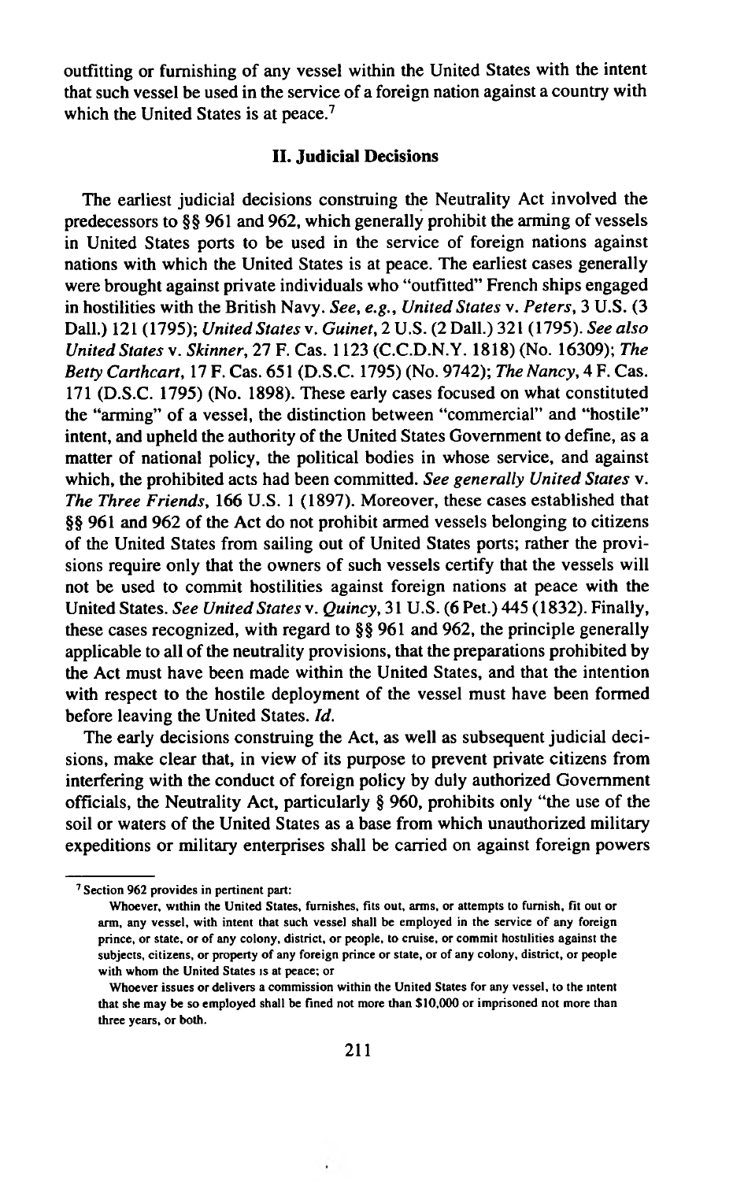outfitting or furnishing of any vessel within the United States with the intent that such vessel be used in the service of a foreign nation against a country with which the United States is at peace.[7]

## II. Judicial Decisions

The earliest judicial decisions construing the Neutrality Act involved the predecessors to §§ 961 and 962, which generally prohibit the arming of vessels in United States ports to be used in the service of foreign nations against nations with which the United States is at peace. The earliest cases generally were brought against private individuals who "outfitted" French ships engaged in hostilities with the British Navy. *See, e.g., United States* v. *Peters*, 3 U.S. (3 Dall.) 121 (1795); *United States* v. *Guinet*, 2 U.S. (2 Dall.) 321 (1795). *See also United States* v. *Skinner*, 27 F. Cas. 1123 (C.C.D.N.Y. 1818) (No. 16309); *The Betty Carthcart*, 17 F. Cas. 651 (D.S.C. 1795) (No. 9742); *The Nancy*, 4 F. Cas. 171 (D.S.C. 1795) (No. 1898). These early cases focused on what constituted the "arming" of a vessel, the distinction between "commercial" and "hostile" intent, and upheld the authority of the United States Government to define, as a matter of national policy, the political bodies in whose service, and against which, the prohibited acts had been committed. *See generally United States* v. *The Three Friends*, 166 U.S. 1 (1897). Moreover, these cases established that §§ 961 and 962 of the Act do not prohibit armed vessels belonging to citizens of the United States from sailing out of United States ports; rather the provisions require only that the owners of such vessels certify that the vessels will not be used to commit hostilities against foreign nations at peace with the United States. *See United States* v. *Quincy*, 31 U.S. (6 Pet.) 445 (1832). Finally, these cases recognized, with regard to §§ 961 and 962, the principle generally applicable to all of the neutrality provisions, that the preparations prohibited by the Act must have been made within the United States, and that the intention with respect to the hostile deployment of the vessel must have been formed before leaving the United States. *Id.*

The early decisions construing the Act, as well as subsequent judicial decisions, make clear that, in view of its purpose to prevent private citizens from interfering with the conduct of foreign policy by duly authorized Government officials, the Neutrality Act, particularly § 960, prohibits only "the use of the soil or waters of the United States as a base from which unauthorized military expeditions or military enterprises shall be carried on against foreign powers

---

[7] Section 962 provides in pertinent part:

> Whoever, within the United States, furnishes, fits out, arms, or attempts to furnish, fit out or arm, any vessel, with intent that such vessel shall be employed in the service of any foreign prince, or state, or of any colony, district, or people, to cruise, or commit hostilities against the subjects, citizens, or property of any foreign prince or state, or of any colony, district, or people with whom the United States is at peace; or
>
> Whoever issues or delivers a commission within the United States for any vessel, to the intent that she may be so employed shall be fined not more than $10,000 or imprisoned not more than three years, or both.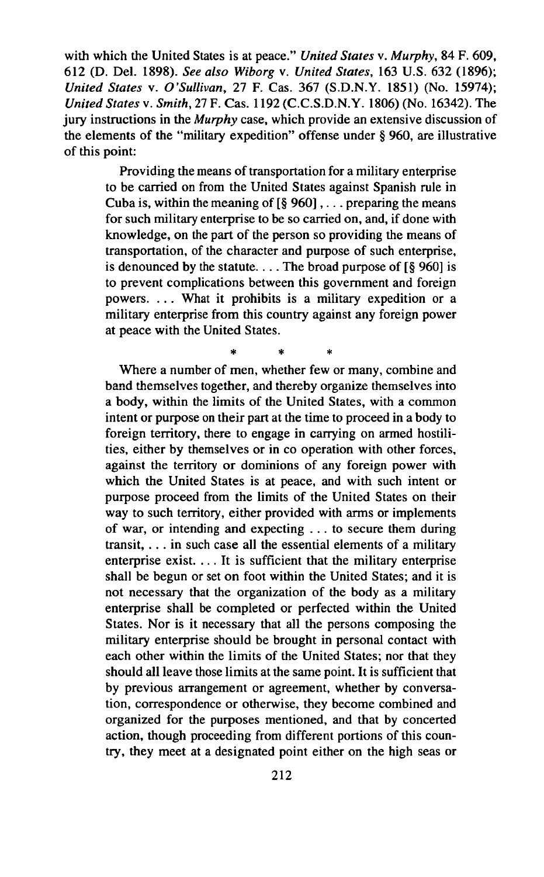with which the United States is at peace." *United States* v. *Murphy*, 84 F. 609, 612 (D. Del. 1898). *See also Wiborg* v. *United States*, 163 U.S. 632 (1896); *United States* v. *O'Sullivan*, 27 F. Cas. 367 (S.D.N.Y. 1851) (No. 15974); *United States* v. *Smith*, 27 F. Cas. 1192 (C.C.S.D.N.Y. 1806) (No. 16342). The jury instructions in the *Murphy* case, which provide an extensive discussion of the elements of the "military expedition" offense under § 960, are illustrative of this point:

> Providing the means of transportation for a military enterprise to be carried on from the United States against Spanish rule in Cuba is, within the meaning of [§ 960], . . . preparing the means for such military enterprise to be so carried on, and, if done with knowledge, on the part of the person so providing the means of transportation, of the character and purpose of such enterprise, is denounced by the statute. . . . The broad purpose of [§ 960] is to prevent complications between this government and foreign powers. . . . What it prohibits is a military expedition or a military enterprise from this country against any foreign power at peace with the United States.
>
> \* \* \*
>
> Where a number of men, whether few or many, combine and band themselves together, and thereby organize themselves into a body, within the limits of the United States, with a common intent or purpose on their part at the time to proceed in a body to foreign territory, there to engage in carrying on armed hostilities, either by themselves or in co operation with other forces, against the territory or dominions of any foreign power with which the United States is at peace, and with such intent or purpose proceed from the limits of the United States on their way to such territory, either provided with arms or implements of war, or intending and expecting . . . to secure them during transit, . . . in such case all the essential elements of a military enterprise exist. . . . It is sufficient that the military enterprise shall be begun or set on foot within the United States; and it is not necessary that the organization of the body as a military enterprise shall be completed or perfected within the United States. Nor is it necessary that all the persons composing the military enterprise should be brought in personal contact with each other within the limits of the United States; nor that they should all leave those limits at the same point. It is sufficient that by previous arrangement or agreement, whether by conversation, correspondence or otherwise, they become combined and organized for the purposes mentioned, and that by concerted action, though proceeding from different portions of this country, they meet at a designated point either on the high seas or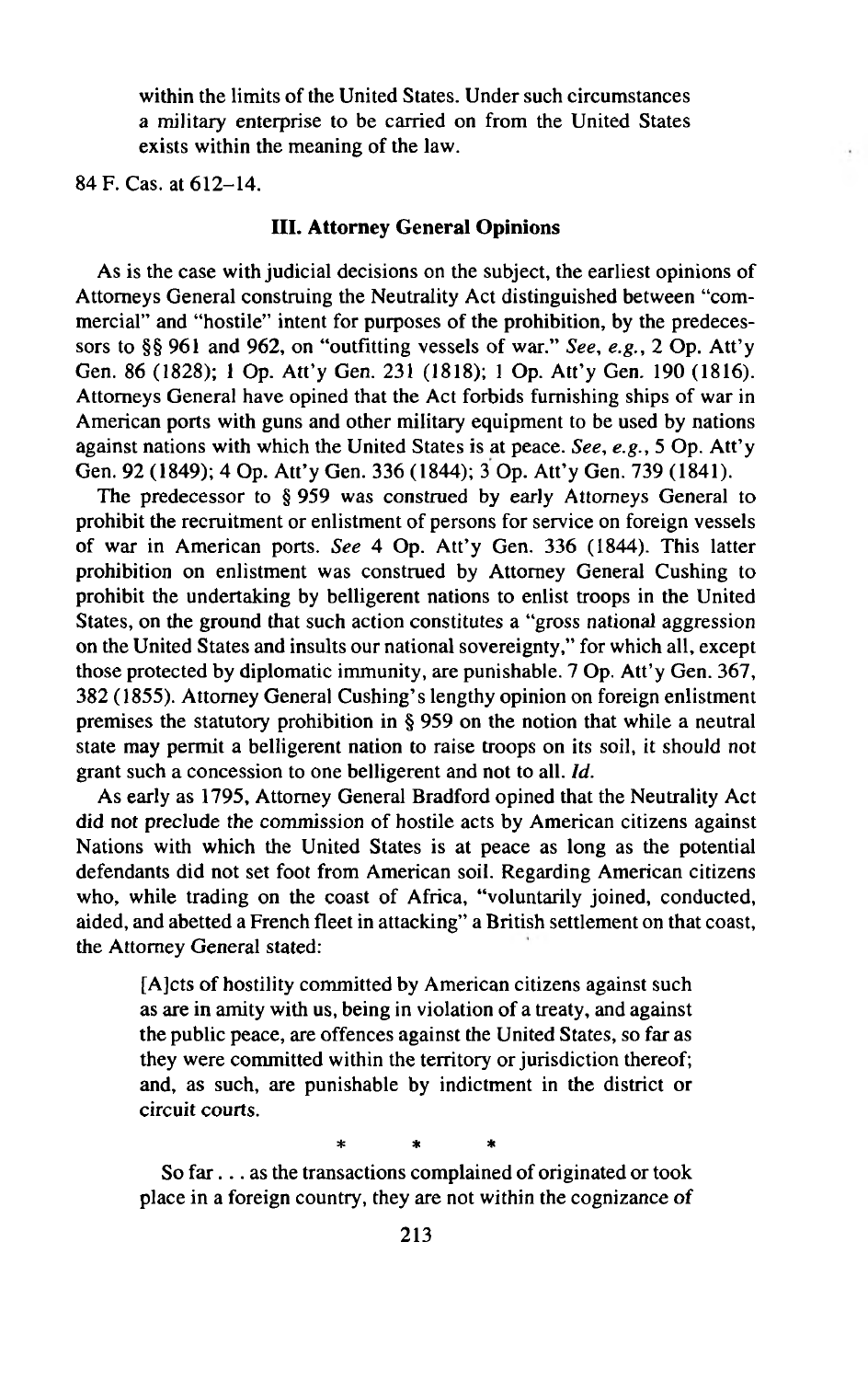within the limits of the United States. Under such circumstances a military enterprise to be carried on from the United States exists within the meaning of the law.

84 F. Cas. at 612–14.

### III. Attorney General Opinions

As is the case with judicial decisions on the subject, the earliest opinions of Attorneys General construing the Neutrality Act distinguished between "commercial" and "hostile" intent for purposes of the prohibition, by the predecessors to §§ 961 and 962, on "outfitting vessels of war." *See, e.g.*, 2 Op. Att'y Gen. 86 (1828); 1 Op. Att'y Gen. 231 (1818); 1 Op. Att'y Gen. 190 (1816). Attorneys General have opined that the Act forbids furnishing ships of war in American ports with guns and other military equipment to be used by nations against nations with which the United States is at peace. *See, e.g.*, 5 Op. Att'y Gen. 92 (1849); 4 Op. Att'y Gen. 336 (1844); 3 Op. Att'y Gen. 739 (1841).

The predecessor to § 959 was construed by early Attorneys General to prohibit the recruitment or enlistment of persons for service on foreign vessels of war in American ports. *See* 4 Op. Att'y Gen. 336 (1844). This latter prohibition on enlistment was construed by Attorney General Cushing to prohibit the undertaking by belligerent nations to enlist troops in the United States, on the ground that such action constitutes a "gross national aggression on the United States and insults our national sovereignty," for which all, except those protected by diplomatic immunity, are punishable. 7 Op. Att'y Gen. 367, 382 (1855). Attorney General Cushing's lengthy opinion on foreign enlistment premises the statutory prohibition in § 959 on the notion that while a neutral state may permit a belligerent nation to raise troops on its soil, it should not grant such a concession to one belligerent and not to all. *Id.*

As early as 1795, Attorney General Bradford opined that the Neutrality Act did not preclude the commission of hostile acts by American citizens against Nations with which the United States is at peace as long as the potential defendants did not set foot from American soil. Regarding American citizens who, while trading on the coast of Africa, "voluntarily joined, conducted, aided, and abetted a French fleet in attacking" a British settlement on that coast, the Attorney General stated:

> [A]cts of hostility committed by American citizens against such as are in amity with us, being in violation of a treaty, and against the public peace, are offences against the United States, so far as they were committed within the territory or jurisdiction thereof; and, as such, are punishable by indictment in the district or circuit courts.
>
> \* \* \*
>
> So far . . . as the transactions complained of originated or took place in a foreign country, they are not within the cognizance of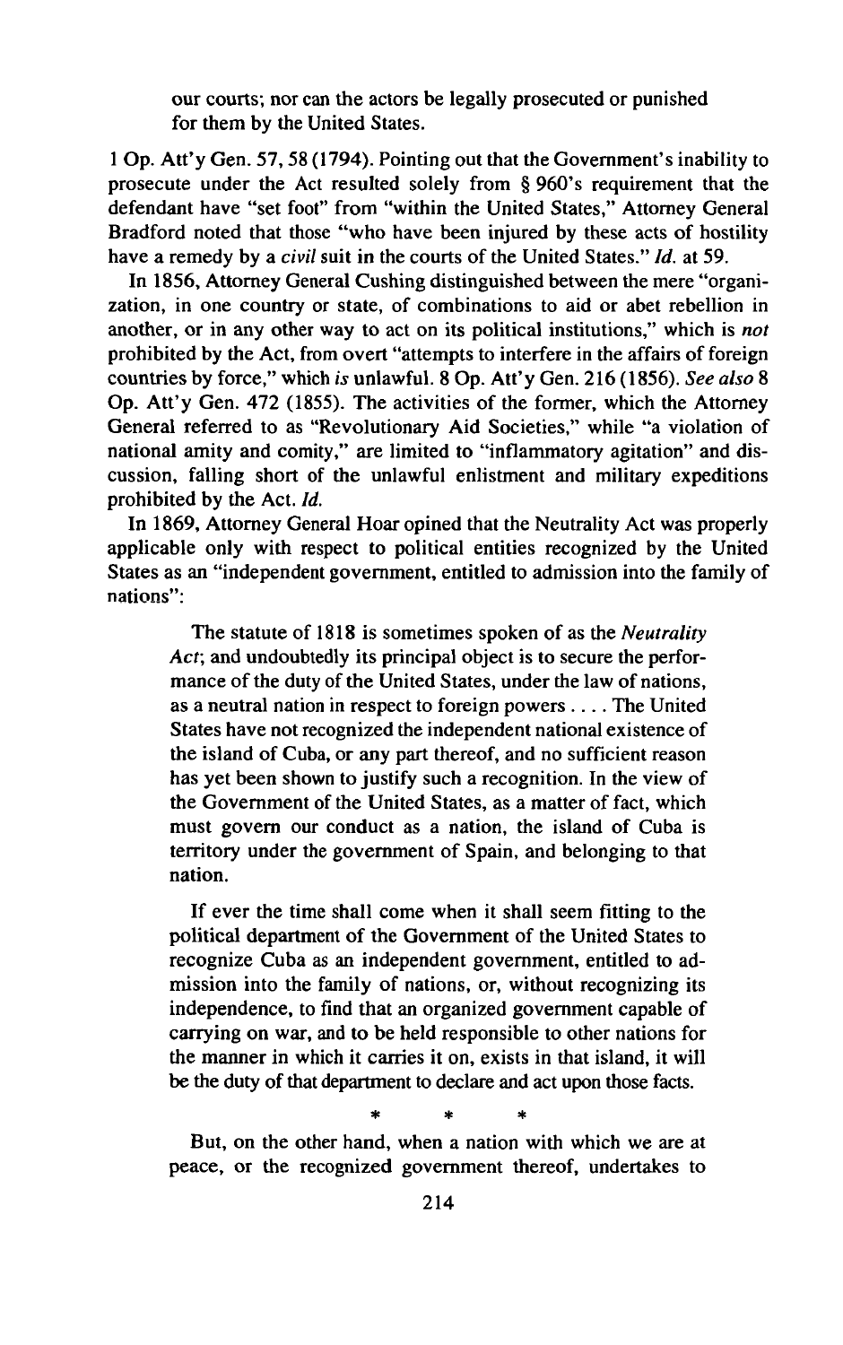> our courts; nor can the actors be legally prosecuted or punished for them by the United States.

1 Op. Att'y Gen. 57, 58 (1794). Pointing out that the Government's inability to prosecute under the Act resulted solely from § 960's requirement that the defendant have "set foot" from "within the United States," Attorney General Bradford noted that those "who have been injured by these acts of hostility have a remedy by a *civil* suit in the courts of the United States." *Id.* at 59.

In 1856, Attorney General Cushing distinguished between the mere "organization, in one country or state, of combinations to aid or abet rebellion in another, or in any other way to act on its political institutions," which is *not* prohibited by the Act, from overt "attempts to interfere in the affairs of foreign countries by force," which *is* unlawful. 8 Op. Att'y Gen. 216 (1856). *See also* 8 Op. Att'y Gen. 472 (1855). The activities of the former, which the Attorney General referred to as "Revolutionary Aid Societies," while "a violation of national amity and comity," are limited to "inflammatory agitation" and discussion, falling short of the unlawful enlistment and military expeditions prohibited by the Act. *Id.*

In 1869, Attorney General Hoar opined that the Neutrality Act was properly applicable only with respect to political entities recognized by the United States as an "independent government, entitled to admission into the family of nations":

> The statute of 1818 is sometimes spoken of as the *Neutrality Act*; and undoubtedly its principal object is to secure the performance of the duty of the United States, under the law of nations, as a neutral nation in respect to foreign powers . . . . The United States have not recognized the independent national existence of the island of Cuba, or any part thereof, and no sufficient reason has yet been shown to justify such a recognition. In the view of the Government of the United States, as a matter of fact, which must govern our conduct as a nation, the island of Cuba is territory under the government of Spain, and belonging to that nation.
>
> If ever the time shall come when it shall seem fitting to the political department of the Government of the United States to recognize Cuba as an independent government, entitled to admission into the family of nations, or, without recognizing its independence, to find that an organized government capable of carrying on war, and to be held responsible to other nations for the manner in which it carries it on, exists in that island, it will be the duty of that department to declare and act upon those facts.
>
> \* \* \*
>
> But, on the other hand, when a nation with which we are at peace, or the recognized government thereof, undertakes to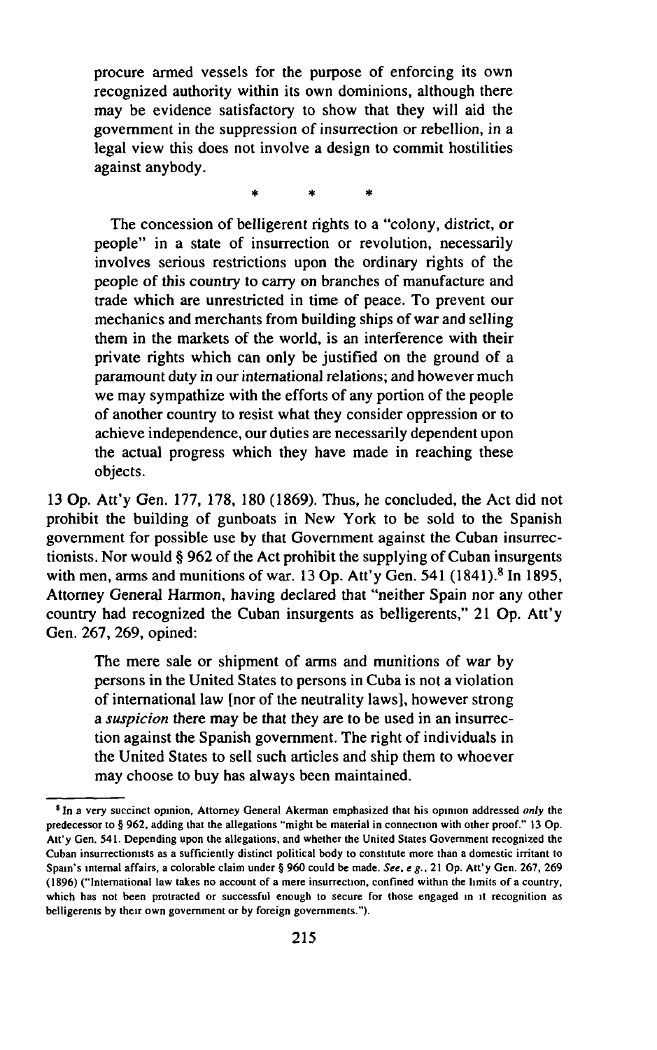> procure armed vessels for the purpose of enforcing its own recognized authority within its own dominions, although there may be evidence satisfactory to show that they will aid the government in the suppression of insurrection or rebellion, in a legal view this does not involve a design to commit hostilities against anybody.
>
> \* \* \*
>
> The concession of belligerent rights to a "colony, district, or people" in a state of insurrection or revolution, necessarily involves serious restrictions upon the ordinary rights of the people of this country to carry on branches of manufacture and trade which are unrestricted in time of peace. To prevent our mechanics and merchants from building ships of war and selling them in the markets of the world, is an interference with their private rights which can only be justified on the ground of a paramount duty in our international relations; and however much we may sympathize with the efforts of any portion of the people of another country to resist what they consider oppression or to achieve independence, our duties are necessarily dependent upon the actual progress which they have made in reaching these objects.

13 Op. Att'y Gen. 177, 178, 180 (1869). Thus, he concluded, the Act did not prohibit the building of gunboats in New York to be sold to the Spanish government for possible use by that Government against the Cuban insurrectionists. Nor would § 962 of the Act prohibit the supplying of Cuban insurgents with men, arms and munitions of war. 13 Op. Att'y Gen. 541 (1841).[8] In 1895, Attorney General Harmon, having declared that "neither Spain nor any other country had recognized the Cuban insurgents as belligerents," 21 Op. Att'y Gen. 267, 269, opined:

> The mere sale or shipment of arms and munitions of war by persons in the United States to persons in Cuba is not a violation of international law [nor of the neutrality laws], however strong a *suspicion* there may be that they are to be used in an insurrection against the Spanish government. The right of individuals in the United States to sell such articles and ship them to whoever may choose to buy has always been maintained.

---

[8] In a very succinct opinion, Attorney General Akerman emphasized that his opinion addressed *only* the predecessor to § 962, adding that the allegations "might be material in connection with other proof." 13 Op. Att'y Gen. 541. Depending upon the allegations, and whether the United States Government recognized the Cuban insurrectionists as a sufficiently distinct political body to constitute more than a domestic irritant to Spain's internal affairs, a colorable claim under § 960 could be made. *See, e.g.*, 21 Op. Att'y Gen. 267, 269 (1896) ("International law takes no account of a mere insurrection, confined within the limits of a country, which has not been protracted or successful enough to secure for those engaged in it recognition as belligerents by their own government or by foreign governments.").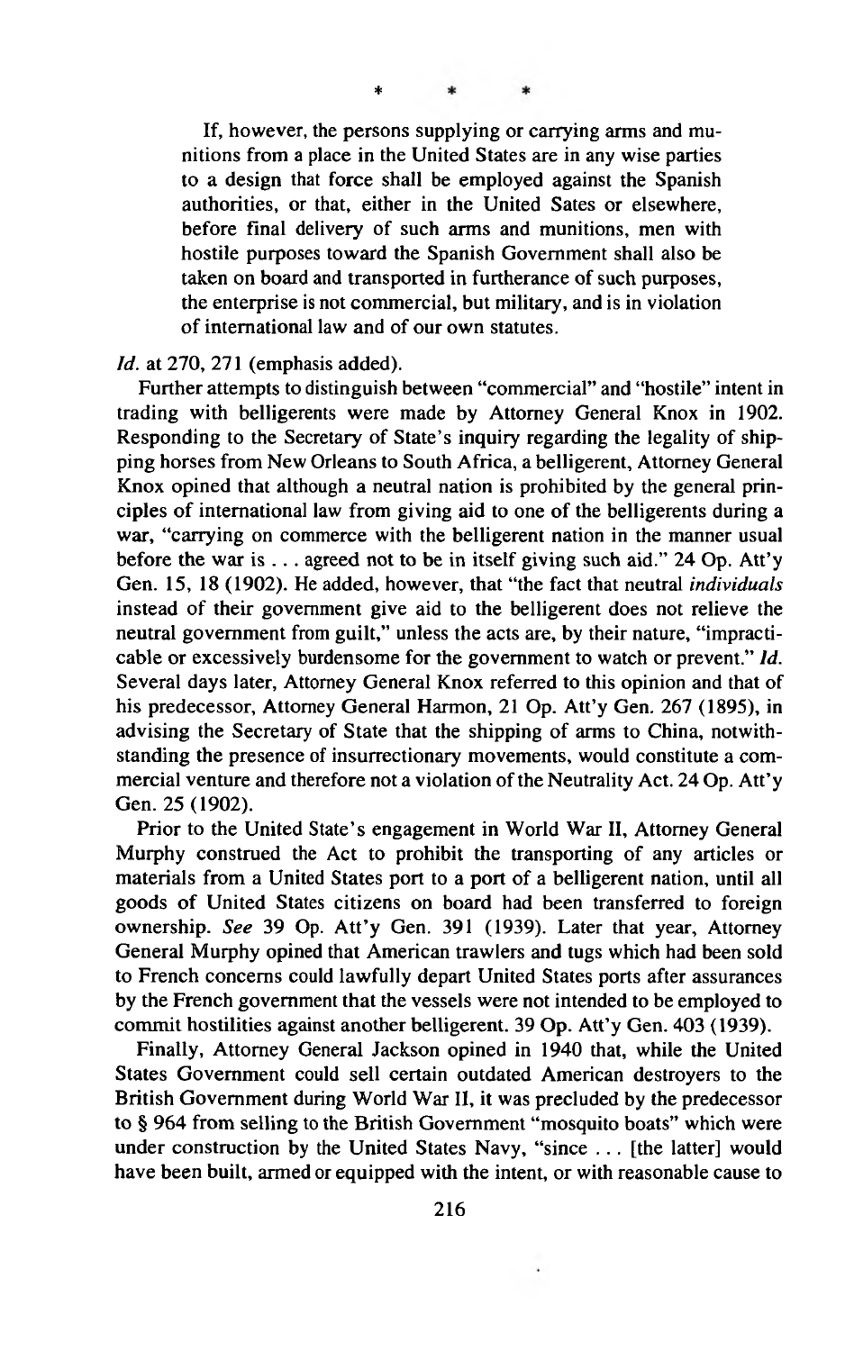\* \* \*

> If, however, the persons supplying or carrying arms and munitions from a place in the United States are in any wise parties to a design that force shall be employed against the Spanish authorities, or that, either in the United Sates or elsewhere, before final delivery of such arms and munitions, men with hostile purposes toward the Spanish Government shall also be taken on board and transported in furtherance of such purposes, the enterprise is not commercial, but military, and is in violation of international law and of our own statutes.

*Id.* at 270, 271 (emphasis added).

Further attempts to distinguish between "commercial" and "hostile" intent in trading with belligerents were made by Attorney General Knox in 1902. Responding to the Secretary of State's inquiry regarding the legality of shipping horses from New Orleans to South Africa, a belligerent, Attorney General Knox opined that although a neutral nation is prohibited by the general principles of international law from giving aid to one of the belligerents during a war, "carrying on commerce with the belligerent nation in the manner usual before the war is . . . agreed not to be in itself giving such aid." 24 Op. Att'y Gen. 15, 18 (1902). He added, however, that "the fact that neutral *individuals* instead of their government give aid to the belligerent does not relieve the neutral government from guilt," unless the acts are, by their nature, "impracticable or excessively burdensome for the government to watch or prevent." *Id.* Several days later, Attorney General Knox referred to this opinion and that of his predecessor, Attorney General Harmon, 21 Op. Att'y Gen. 267 (1895), in advising the Secretary of State that the shipping of arms to China, notwithstanding the presence of insurrectionary movements, would constitute a commercial venture and therefore not a violation of the Neutrality Act. 24 Op. Att'y Gen. 25 (1902).

Prior to the United State's engagement in World War II, Attorney General Murphy construed the Act to prohibit the transporting of any articles or materials from a United States port to a port of a belligerent nation, until all goods of United States citizens on board had been transferred to foreign ownership. *See* 39 Op. Att'y Gen. 391 (1939). Later that year, Attorney General Murphy opined that American trawlers and tugs which had been sold to French concerns could lawfully depart United States ports after assurances by the French government that the vessels were not intended to be employed to commit hostilities against another belligerent. 39 Op. Att'y Gen. 403 (1939).

Finally, Attorney General Jackson opined in 1940 that, while the United States Government could sell certain outdated American destroyers to the British Government during World War II, it was precluded by the predecessor to § 964 from selling to the British Government "mosquito boats" which were under construction by the United States Navy, "since . . . [the latter] would have been built, armed or equipped with the intent, or with reasonable cause to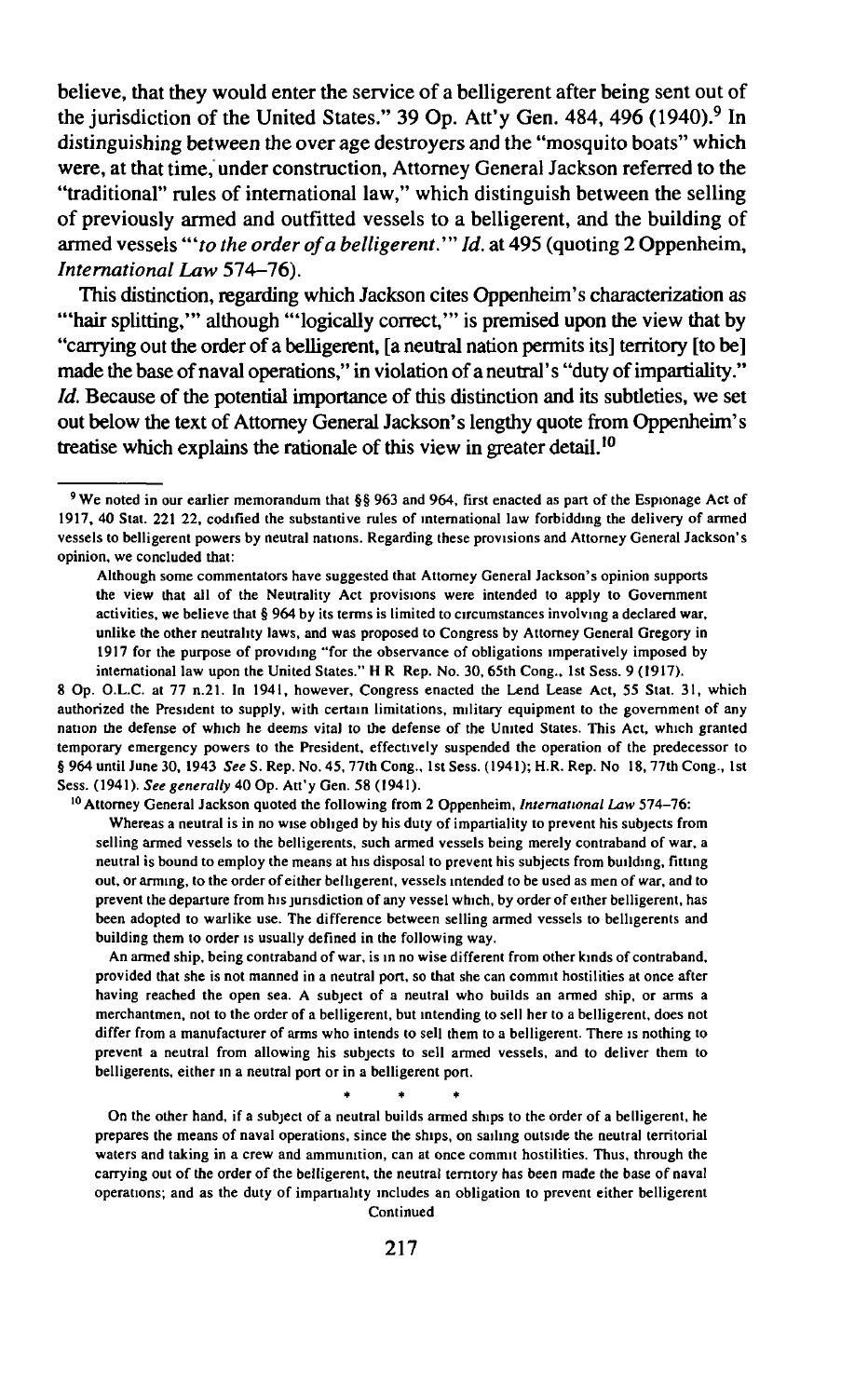believe, that they would enter the service of a belligerent after being sent out of the jurisdiction of the United States." 39 Op. Att'y Gen. 484, 496 (1940).[9] In distinguishing between the over age destroyers and the "mosquito boats" which were, at that time, under construction, Attorney General Jackson referred to the "traditional" rules of international law," which distinguish between the selling of previously armed and outfitted vessels to a belligerent, and the building of armed vessels "'*to the order of a belligerent*.'" *Id.* at 495 (quoting 2 Oppenheim, *International Law* 574–76).

This distinction, regarding which Jackson cites Oppenheim's characterization as "'hair splitting,'" although "'logically correct,'" is premised upon the view that by "carrying out the order of a belligerent, [a neutral nation permits its] territory [to be] made the base of naval operations," in violation of a neutral's "duty of impartiality." *Id.* Because of the potential importance of this distinction and its subtleties, we set out below the text of Attorney General Jackson's lengthy quote from Oppenheim's treatise which explains the rationale of this view in greater detail.[10]

---

[9] We noted in our earlier memorandum that §§ 963 and 964, first enacted as part of the Espionage Act of 1917, 40 Stat. 221 22, codified the substantive rules of international law forbidding the delivery of armed vessels to belligerent powers by neutral nations. Regarding these provisions and Attorney General Jackson's opinion, we concluded that:

> Although some commentators have suggested that Attorney General Jackson's opinion supports the view that all of the Neutrality Act provisions were intended to apply to Government activities, we believe that § 964 by its terms is limited to circumstances involving a declared war, unlike the other neutrality laws, and was proposed to Congress by Attorney General Gregory in 1917 for the purpose of providing "for the observance of obligations imperatively imposed by international law upon the United States." H R Rep. No. 30, 65th Cong., 1st Sess. 9 (1917).

8 Op. O.L.C. at 77 n.21. In 1941, however, Congress enacted the Lend Lease Act, 55 Stat. 31, which authorized the President to supply, with certain limitations, military equipment to the government of any nation the defense of which he deems vital to the defense of the United States. This Act, which granted temporary emergency powers to the President, effectively suspended the operation of the predecessor to § 964 until June 30, 1943 *See* S. Rep. No. 45, 77th Cong., 1st Sess. (1941); H.R. Rep. No 18, 77th Cong., 1st Sess. (1941). *See generally* 40 Op. Att'y Gen. 58 (1941).

[10] Attorney General Jackson quoted the following from 2 Oppenheim, *International Law* 574–76:

> Whereas a neutral is in no wise obliged by his duty of impartiality to prevent his subjects from selling armed vessels to the belligerents, such armed vessels being merely contraband of war, a neutral is bound to employ the means at his disposal to prevent his subjects from building, fitting out, or arming, to the order of either belligerent, vessels intended to be used as men of war, and to prevent the departure from his jurisdiction of any vessel which, by order of either belligerent, has been adopted to warlike use. The difference between selling armed vessels to belligerents and building them to order is usually defined in the following way.
>
> An armed ship, being contraband of war, is in no wise different from other kinds of contraband, provided that she is not manned in a neutral port, so that she can commit hostilities at once after having reached the open sea. A subject of a neutral who builds an armed ship, or arms a merchantmen, not to the order of a belligerent, but intending to sell her to a belligerent, does not differ from a manufacturer of arms who intends to sell them to a belligerent. There is nothing to prevent a neutral from allowing his subjects to sell armed vessels, and to deliver them to belligerents, either in a neutral port or in a belligerent port.
>
> \* \* \*
>
> On the other hand, if a subject of a neutral builds armed ships to the order of a belligerent, he prepares the means of naval operations, since the ships, on sailing outside the neutral territorial waters and taking in a crew and ammunition, can at once commit hostilities. Thus, through the carrying out of the order of the belligerent, the neutral territory has been made the base of naval operations; and as the duty of impartiality includes an obligation to prevent either belligerent

Continued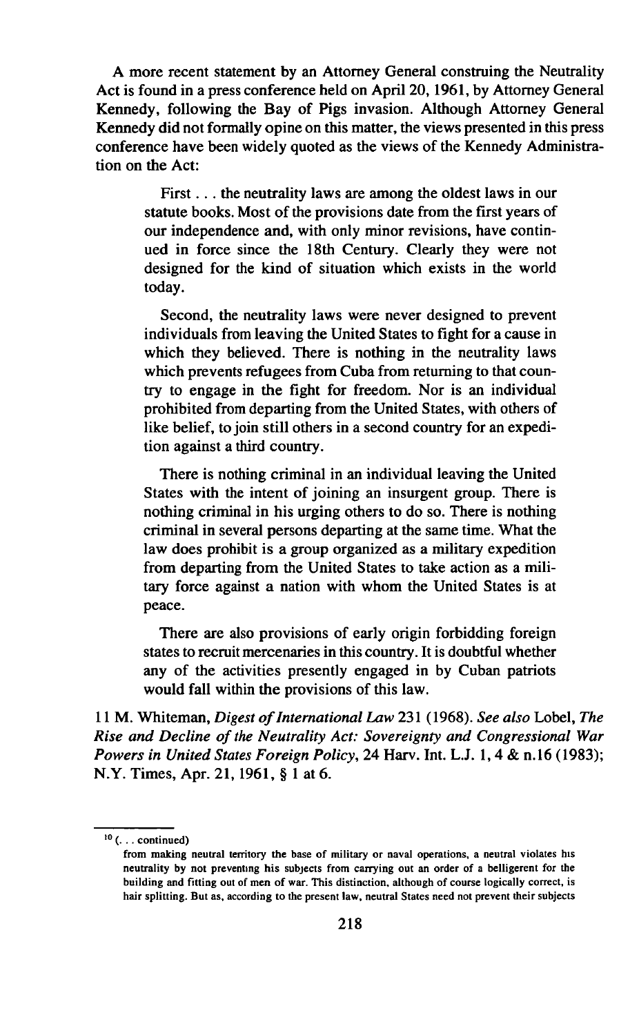A more recent statement by an Attorney General construing the Neutrality Act is found in a press conference held on April 20, 1961, by Attorney General Kennedy, following the Bay of Pigs invasion. Although Attorney General Kennedy did not formally opine on this matter, the views presented in this press conference have been widely quoted as the views of the Kennedy Administration on the Act:

> First . . . the neutrality laws are among the oldest laws in our statute books. Most of the provisions date from the first years of our independence and, with only minor revisions, have continued in force since the 18th Century. Clearly they were not designed for the kind of situation which exists in the world today.
>
> Second, the neutrality laws were never designed to prevent individuals from leaving the United States to fight for a cause in which they believed. There is nothing in the neutrality laws which prevents refugees from Cuba from returning to that country to engage in the fight for freedom. Nor is an individual prohibited from departing from the United States, with others of like belief, to join still others in a second country for an expedition against a third country.
>
> There is nothing criminal in an individual leaving the United States with the intent of joining an insurgent group. There is nothing criminal in his urging others to do so. There is nothing criminal in several persons departing at the same time. What the law does prohibit is a group organized as a military expedition from departing from the United States to take action as a military force against a nation with whom the United States is at peace.
>
> There are also provisions of early origin forbidding foreign states to recruit mercenaries in this country. It is doubtful whether any of the activities presently engaged in by Cuban patriots would fall within the provisions of this law.

11 M. Whiteman, *Digest of International Law* 231 (1968). *See also* Lobel, *The Rise and Decline of the Neutrality Act: Sovereignty and Congressional War Powers in United States Foreign Policy*, 24 Harv. Int. L.J. 1, 4 & n.16 (1983); N.Y. Times, Apr. 21, 1961, § 1 at 6.

---

[10] (. . . continued)
from making neutral territory the base of military or naval operations, a neutral violates his neutrality by not preventing his subjects from carrying out an order of a belligerent for the building and fitting out of men of war. This distinction, although of course logically correct, is hair splitting. But as, according to the present law, neutral States need not prevent their subjects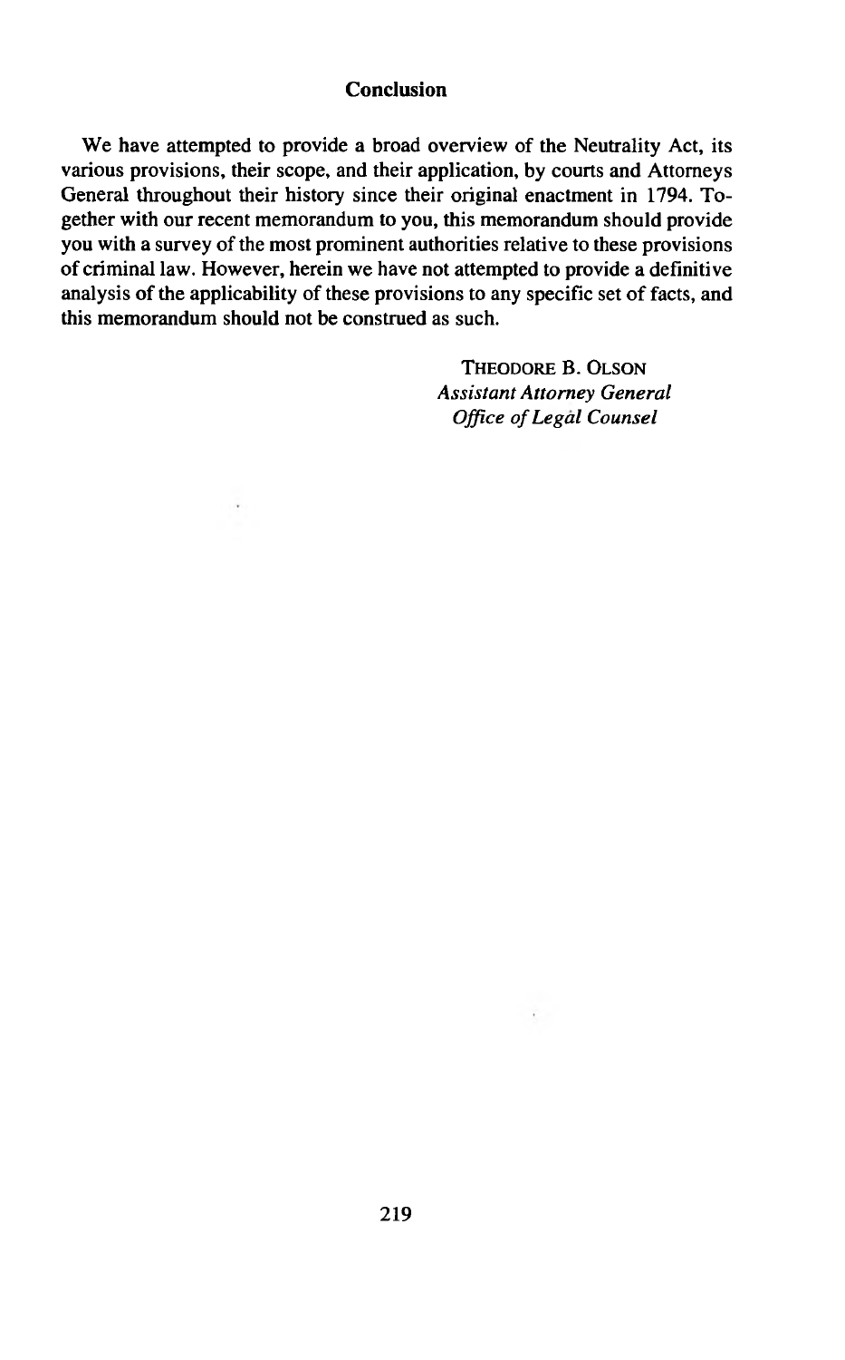## Conclusion

We have attempted to provide a broad overview of the Neutrality Act, its various provisions, their scope, and their application, by courts and Attorneys General throughout their history since their original enactment in 1794. Together with our recent memorandum to you, this memorandum should provide you with a survey of the most prominent authorities relative to these provisions of criminal law. However, herein we have not attempted to provide a definitive analysis of the applicability of these provisions to any specific set of facts, and this memorandum should not be construed as such.

THEODORE B. OLSON
*Assistant Attorney General*
*Office of Legal Counsel*